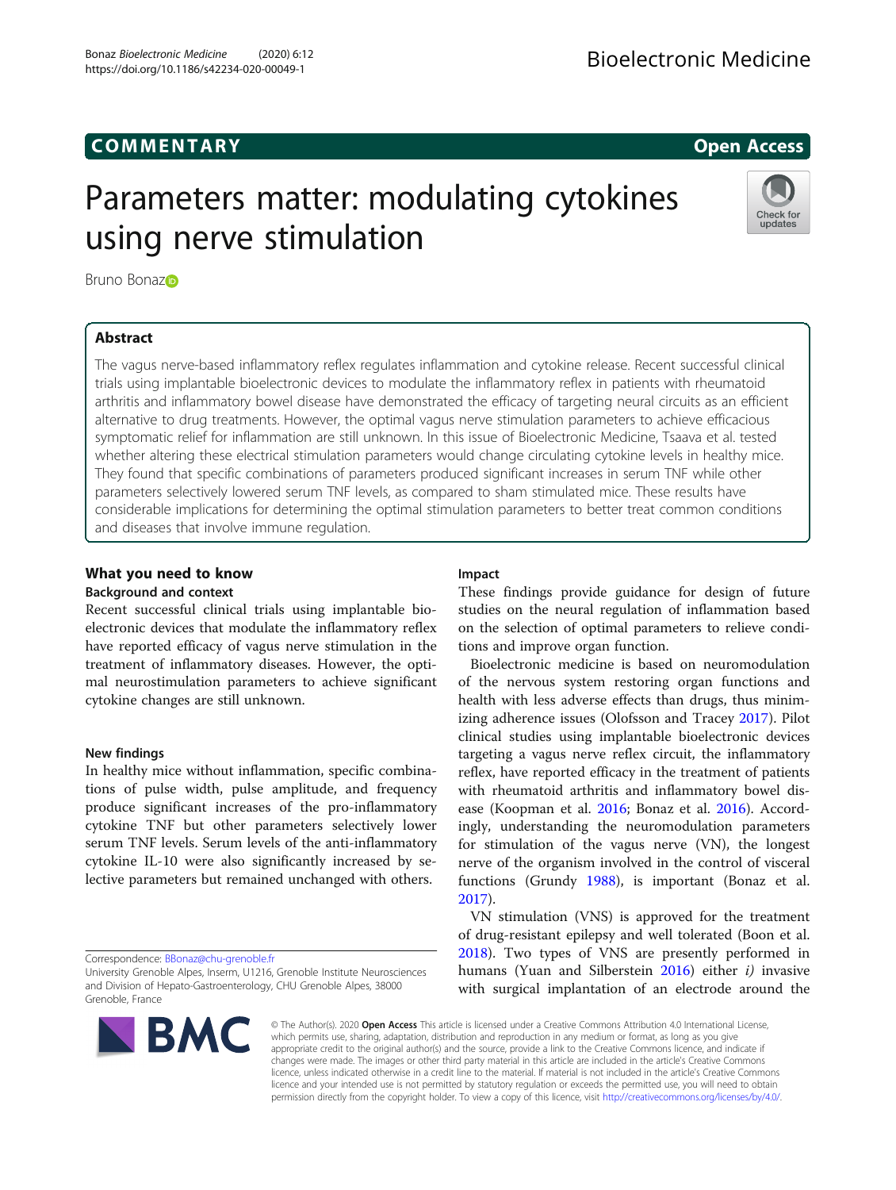COMMENTARY

Open Access

# Parameters matter: modulating cytokines using nerve stimulation

Bruno Bonaz

## Abstract

The vagus nerve-based inflammatory reflex regulates inflammation and cytokine release. Recent successful clinical trials using implantable bioelectronic devices to modulate the inflammatory reflex in patients with rheumatoid arthritis and inflammatory bowel disease have demonstrated the efficacy of targeting neural circuits as an efficient alternative to drug treatments. However, the optimal vagus nerve stimulation parameters to achieve efficacious symptomatic relief for inflammation are still unknown. In this issue of Bioelectronic Medicine, Tsaava et al. tested whether altering these electrical stimulation parameters would change circulating cytokine levels in healthy mice. They found that specific combinations of parameters produced significant increases in serum TNF while other parameters selectively lowered serum TNF levels, as compared to sham stimulated mice. These results have considerable implications for determining the optimal stimulation parameters to better treat common conditions and diseases that involve immune regulation.

## What you need to know

### Background and context

Recent successful clinical trials using implantable bioelectronic devices that modulate the inflammatory reflex have reported efficacy of vagus nerve stimulation in the treatment of inflammatory diseases. However, the optimal neurostimulation parameters to achieve significant cytokine changes are still unknown.

### New findings

In healthy mice without inflammation, specific combinations of pulse width, pulse amplitude, and frequency produce significant increases of the pro-inflammatory cytokine TNF but other parameters selectively lower serum TNF levels. Serum levels of the anti-inflammatory cytokine IL-10 were also significantly increased by selective parameters but remained unchanged with others.

### Impact

These findings provide guidance for design of future studies on the neural regulation of inflammation based on the selection of optimal parameters to relieve conditions and improve organ function.

Bioelectronic medicine is based on neuromodulation of the nervous system restoring organ functions and health with less adverse effects than drugs, thus minimizing adherence issues (Olofsson and Tracey 2017). Pilot clinical studies using implantable bioelectronic devices targeting a vagus nerve reflex circuit, the inflammatory reflex, have reported efficacy in the treatment of patients with rheumatoid arthritis and inflammatory bowel disease (Koopman et al. 2016; Bonaz et al. 2016). Accordingly, understanding the neuromodulation parameters for stimulation of the vagus nerve (VN), the longest nerve of the organism involved in the control of visceral functions (Grundy 1988), is important (Bonaz et al. 2017).

VN stimulation (VNS) is approved for the treatment of drug-resistant epilepsy and well tolerated (Boon et al. 2018). Two types of VNS are presently performed in humans (Yuan and Silberstein 2016) either *i)* invasive with surgical implantation of an electrode around the

---

Correspondence: BBonaz@chu-grenoble.fr

University Grenoble Alpes, Inserm, U1216, Grenoble Institute Neurosciences and Division of Hepato-Gastroenterology, CHU Grenoble Alpes, 38000 Grenoble, France

© The Author(s). 2020 **Open Access** This article is licensed under a Creative Commons Attribution 4.0 International License, which permits use, sharing, adaptation, distribution and reproduction in any medium or format, as long as you give appropriate credit to the original author(s) and the source, provide a link to the Creative Commons licence, and indicate if changes were made. The images or other third party material in this article are included in the article's Creative Commons licence, unless indicated otherwise in a credit line to the material. If material is not included in the article's Creative Commons licence and your intended use is not permitted by statutory regulation or exceeds the permitted use, you will need to obtain permission directly from the copyright holder. To view a copy of this licence, visit http://creativecommons.org/licenses/by/4.0/.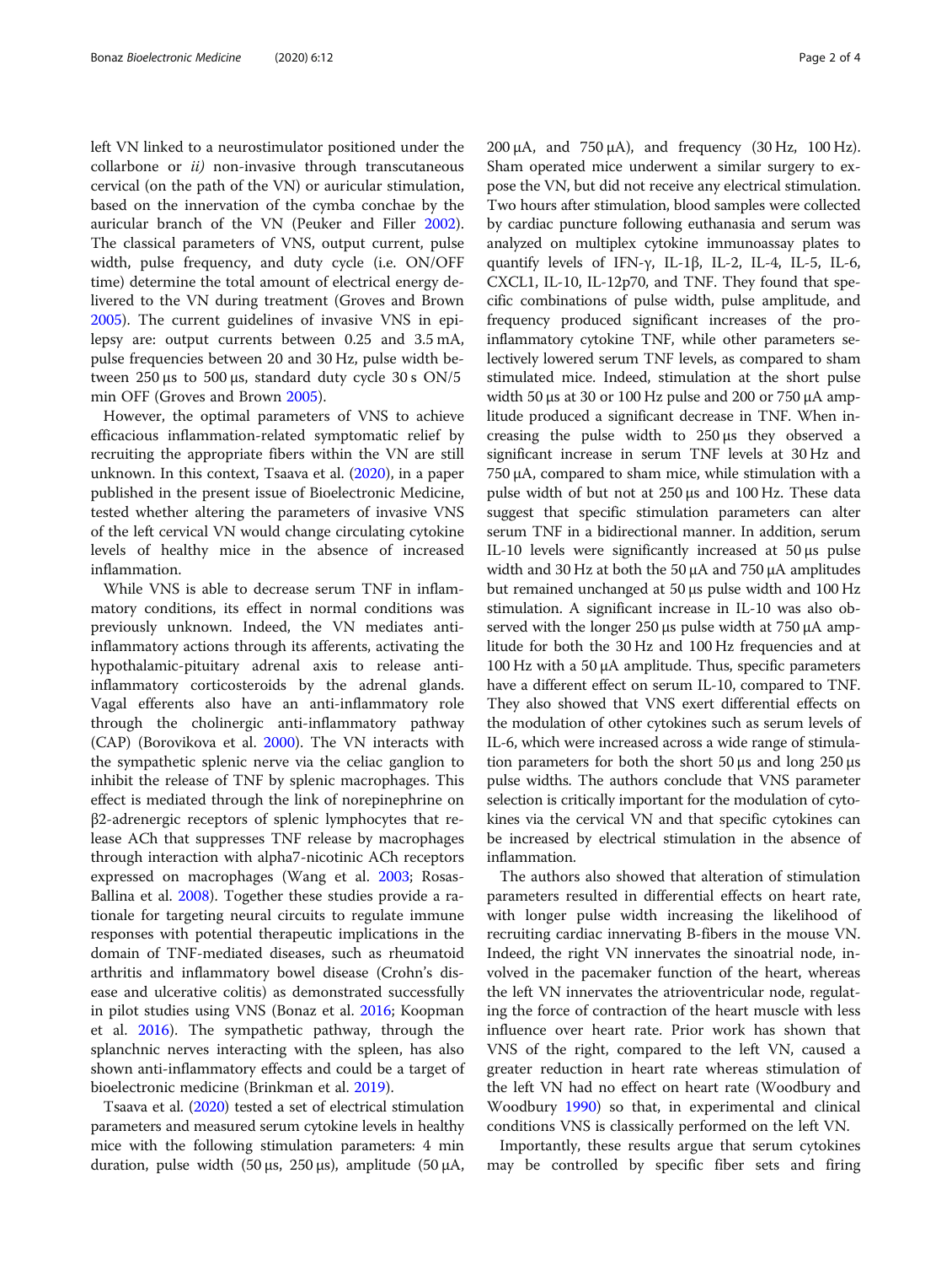left VN linked to a neurostimulator positioned under the collarbone or *ii)* non-invasive through transcutaneous cervical (on the path of the VN) or auricular stimulation, based on the innervation of the cymba conchae by the auricular branch of the VN (Peuker and Filler 2002). The classical parameters of VNS, output current, pulse width, pulse frequency, and duty cycle (i.e. ON/OFF time) determine the total amount of electrical energy delivered to the VN during treatment (Groves and Brown 2005). The current guidelines of invasive VNS in epilepsy are: output currents between 0.25 and 3.5 mA, pulse frequencies between 20 and 30 Hz, pulse width between 250 μs to 500 μs, standard duty cycle 30 s ON/5 min OFF (Groves and Brown 2005).

However, the optimal parameters of VNS to achieve efficacious inflammation-related symptomatic relief by recruiting the appropriate fibers within the VN are still unknown. In this context, Tsaava et al. (2020), in a paper published in the present issue of Bioelectronic Medicine, tested whether altering the parameters of invasive VNS of the left cervical VN would change circulating cytokine levels of healthy mice in the absence of increased inflammation.

While VNS is able to decrease serum TNF in inflammatory conditions, its effect in normal conditions was previously unknown. Indeed, the VN mediates anti-inflammatory actions through its afferents, activating the hypothalamic-pituitary adrenal axis to release anti-inflammatory corticosteroids by the adrenal glands. Vagal efferents also have an anti-inflammatory role through the cholinergic anti-inflammatory pathway (CAP) (Borovikova et al. 2000). The VN interacts with the sympathetic splenic nerve via the celiac ganglion to inhibit the release of TNF by splenic macrophages. This effect is mediated through the link of norepinephrine on β2-adrenergic receptors of splenic lymphocytes that release ACh that suppresses TNF release by macrophages through interaction with alpha7-nicotinic ACh receptors expressed on macrophages (Wang et al. 2003; Rosas-Ballina et al. 2008). Together these studies provide a rationale for targeting neural circuits to regulate immune responses with potential therapeutic implications in the domain of TNF-mediated diseases, such as rheumatoid arthritis and inflammatory bowel disease (Crohn's disease and ulcerative colitis) as demonstrated successfully in pilot studies using VNS (Bonaz et al. 2016; Koopman et al. 2016). The sympathetic pathway, through the splanchnic nerves interacting with the spleen, has also shown anti-inflammatory effects and could be a target of bioelectronic medicine (Brinkman et al. 2019).

Tsaava et al. (2020) tested a set of electrical stimulation parameters and measured serum cytokine levels in healthy mice with the following stimulation parameters: 4 min duration, pulse width (50 μs, 250 μs), amplitude (50 μA, 200 μA, and 750 μA), and frequency (30 Hz, 100 Hz). Sham operated mice underwent a similar surgery to expose the VN, but did not receive any electrical stimulation. Two hours after stimulation, blood samples were collected by cardiac puncture following euthanasia and serum was analyzed on multiplex cytokine immunoassay plates to quantify levels of IFN-γ, IL-1β, IL-2, IL-4, IL-5, IL-6, CXCL1, IL-10, IL-12p70, and TNF. They found that specific combinations of pulse width, pulse amplitude, and frequency produced significant increases of the pro-inflammatory cytokine TNF, while other parameters selectively lowered serum TNF levels, as compared to sham stimulated mice. Indeed, stimulation at the short pulse width 50 μs at 30 or 100 Hz pulse and 200 or 750 μA amplitude produced a significant decrease in TNF. When increasing the pulse width to 250 μs they observed a significant increase in serum TNF levels at 30 Hz and 750 μA, compared to sham mice, while stimulation with a pulse width of but not at 250 μs and 100 Hz. These data suggest that specific stimulation parameters can alter serum TNF in a bidirectional manner. In addition, serum IL-10 levels were significantly increased at 50 μs pulse width and 30 Hz at both the 50 μA and 750 μA amplitudes but remained unchanged at 50 μs pulse width and 100 Hz stimulation. A significant increase in IL-10 was also observed with the longer 250 μs pulse width at 750 μA amplitude for both the 30 Hz and 100 Hz frequencies and at 100 Hz with a 50 μA amplitude. Thus, specific parameters have a different effect on serum IL-10, compared to TNF. They also showed that VNS exert differential effects on the modulation of other cytokines such as serum levels of IL-6, which were increased across a wide range of stimulation parameters for both the short 50 μs and long 250 μs pulse widths. The authors conclude that VNS parameter selection is critically important for the modulation of cytokines via the cervical VN and that specific cytokines can be increased by electrical stimulation in the absence of inflammation.

The authors also showed that alteration of stimulation parameters resulted in differential effects on heart rate, with longer pulse width increasing the likelihood of recruiting cardiac innervating B-fibers in the mouse VN. Indeed, the right VN innervates the sinoatrial node, involved in the pacemaker function of the heart, whereas the left VN innervates the atrioventricular node, regulating the force of contraction of the heart muscle with less influence over heart rate. Prior work has shown that VNS of the right, compared to the left VN, caused a greater reduction in heart rate whereas stimulation of the left VN had no effect on heart rate (Woodbury and Woodbury 1990) so that, in experimental and clinical conditions VNS is classically performed on the left VN.

Importantly, these results argue that serum cytokines may be controlled by specific fiber sets and firing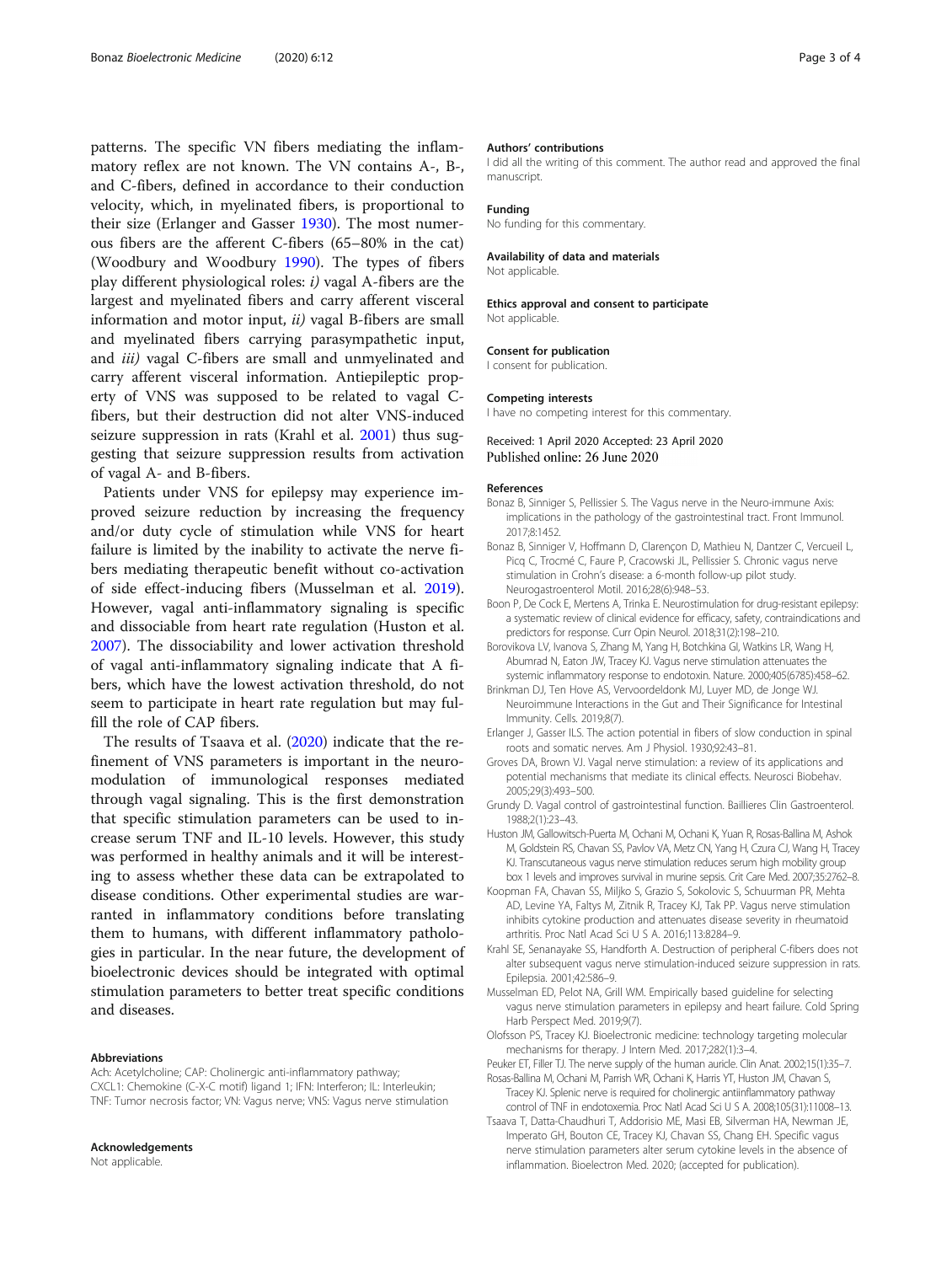patterns. The specific VN fibers mediating the inflammatory reflex are not known. The VN contains A-, B-, and C-fibers, defined in accordance to their conduction velocity, which, in myelinated fibers, is proportional to their size (Erlanger and Gasser 1930). The most numerous fibers are the afferent C-fibers (65–80% in the cat) (Woodbury and Woodbury 1990). The types of fibers play different physiological roles: *i)* vagal A-fibers are the largest and myelinated fibers and carry afferent visceral information and motor input, *ii)* vagal B-fibers are small and myelinated fibers carrying parasympathetic input, and *iii)* vagal C-fibers are small and unmyelinated and carry afferent visceral information. Antiepileptic property of VNS was supposed to be related to vagal C-fibers, but their destruction did not alter VNS-induced seizure suppression in rats (Krahl et al. 2001) thus suggesting that seizure suppression results from activation of vagal A- and B-fibers.

Patients under VNS for epilepsy may experience improved seizure reduction by increasing the frequency and/or duty cycle of stimulation while VNS for heart failure is limited by the inability to activate the nerve fibers mediating therapeutic benefit without co-activation of side effect-inducing fibers (Musselman et al. 2019). However, vagal anti-inflammatory signaling is specific and dissociable from heart rate regulation (Huston et al. 2007). The dissociability and lower activation threshold of vagal anti-inflammatory signaling indicate that A fibers, which have the lowest activation threshold, do not seem to participate in heart rate regulation but may fulfill the role of CAP fibers.

The results of Tsaava et al. (2020) indicate that the refinement of VNS parameters is important in the neuromodulation of immunological responses mediated through vagal signaling. This is the first demonstration that specific stimulation parameters can be used to increase serum TNF and IL-10 levels. However, this study was performed in healthy animals and it will be interesting to assess whether these data can be extrapolated to disease conditions. Other experimental studies are warranted in inflammatory conditions before translating them to humans, with different inflammatory pathologies in particular. In the near future, the development of bioelectronic devices should be integrated with optimal stimulation parameters to better treat specific conditions and diseases.

#### Abbreviations

Ach: Acetylcholine; CAP: Cholinergic anti-inflammatory pathway; CXCL1: Chemokine (C-X-C motif) ligand 1; IFN: Interferon; IL: Interleukin; TNF: Tumor necrosis factor; VN: Vagus nerve; VNS: Vagus nerve stimulation

#### Acknowledgements

Not applicable.

#### Authors' contributions

I did all the writing of this comment. The author read and approved the final manuscript.

#### Funding

No funding for this commentary.

#### Availability of data and materials

Not applicable.

#### Ethics approval and consent to participate

Not applicable.

#### Consent for publication

I consent for publication.

#### Competing interests

I have no competing interest for this commentary.

Received: 1 April 2020 Accepted: 23 April 2020
Published online: 26 June 2020

#### References

- Bonaz B, Sinniger S, Pellissier S. The Vagus nerve in the Neuro-immune Axis: implications in the pathology of the gastrointestinal tract. Front Immunol. 2017;8:1452.
- Bonaz B, Sinniger V, Hoffmann D, Clarençon D, Mathieu N, Dantzer C, Vercueil L, Picq C, Trocmé C, Faure P, Cracowski JL, Pellissier S. Chronic vagus nerve stimulation in Crohn's disease: a 6-month follow-up pilot study. Neurogastroenterol Motil. 2016;28(6):948–53.
- Boon P, De Cock E, Mertens A, Trinka E. Neurostimulation for drug-resistant epilepsy: a systematic review of clinical evidence for efficacy, safety, contraindications and predictors for response. Curr Opin Neurol. 2018;31(2):198–210.
- Borovikova LV, Ivanova S, Zhang M, Yang H, Botchkina GI, Watkins LR, Wang H, Abumrad N, Eaton JW, Tracey KJ. Vagus nerve stimulation attenuates the systemic inflammatory response to endotoxin. Nature. 2000;405(6785):458–62.
- Brinkman DJ, Ten Hove AS, Vervoordeldonk MJ, Luyer MD, de Jonge WJ. Neuroimmune Interactions in the Gut and Their Significance for Intestinal Immunity. Cells. 2019;8(7).
- Erlanger J, Gasser ILS. The action potential in fibers of slow conduction in spinal roots and somatic nerves. Am J Physiol. 1930;92:43–81.
- Groves DA, Brown VJ. Vagal nerve stimulation: a review of its applications and potential mechanisms that mediate its clinical effects. Neurosci Biobehav. 2005;29(3):493–500.
- Grundy D. Vagal control of gastrointestinal function. Baillieres Clin Gastroenterol. 1988;2(1):23–43.
- Huston JM, Gallowitsch-Puerta M, Ochani M, Ochani K, Yuan R, Rosas-Ballina M, Ashok M, Goldstein RS, Chavan SS, Pavlov VA, Metz CN, Yang H, Czura CJ, Wang H, Tracey KJ. Transcutaneous vagus nerve stimulation reduces serum high mobility group box 1 levels and improves survival in murine sepsis. Crit Care Med. 2007;35:2762–8.
- Koopman FA, Chavan SS, Miljko S, Grazio S, Sokolovic S, Schuurman PR, Mehta AD, Levine YA, Faltys M, Zitnik R, Tracey KJ, Tak PP. Vagus nerve stimulation inhibits cytokine production and attenuates disease severity in rheumatoid arthritis. Proc Natl Acad Sci U S A. 2016;113:8284–9.
- Krahl SE, Senanayake SS, Handforth A. Destruction of peripheral C-fibers does not alter subsequent vagus nerve stimulation-induced seizure suppression in rats. Epilepsia. 2001;42:586–9.
- Musselman ED, Pelot NA, Grill WM. Empirically based guideline for selecting vagus nerve stimulation parameters in epilepsy and heart failure. Cold Spring Harb Perspect Med. 2019;9(7).
- Olofsson PS, Tracey KJ. Bioelectronic medicine: technology targeting molecular mechanisms for therapy. J Intern Med. 2017;282(1):3–4.
- Peuker ET, Filler TJ. The nerve supply of the human auricle. Clin Anat. 2002;15(1):35–7.
- Rosas-Ballina M, Ochani M, Parrish WR, Ochani K, Harris YT, Huston JM, Chavan S, Tracey KJ. Splenic nerve is required for cholinergic antiinflammatory pathway control of TNF in endotoxemia. Proc Natl Acad Sci U S A. 2008;105(31):11008–13.
- Tsaava T, Datta-Chaudhuri T, Addorisio ME, Masi EB, Silverman HA, Newman JE, Imperato GH, Bouton CE, Tracey KJ, Chavan SS, Chang EH. Specific vagus nerve stimulation parameters alter serum cytokine levels in the absence of inflammation. Bioelectron Med. 2020; (accepted for publication).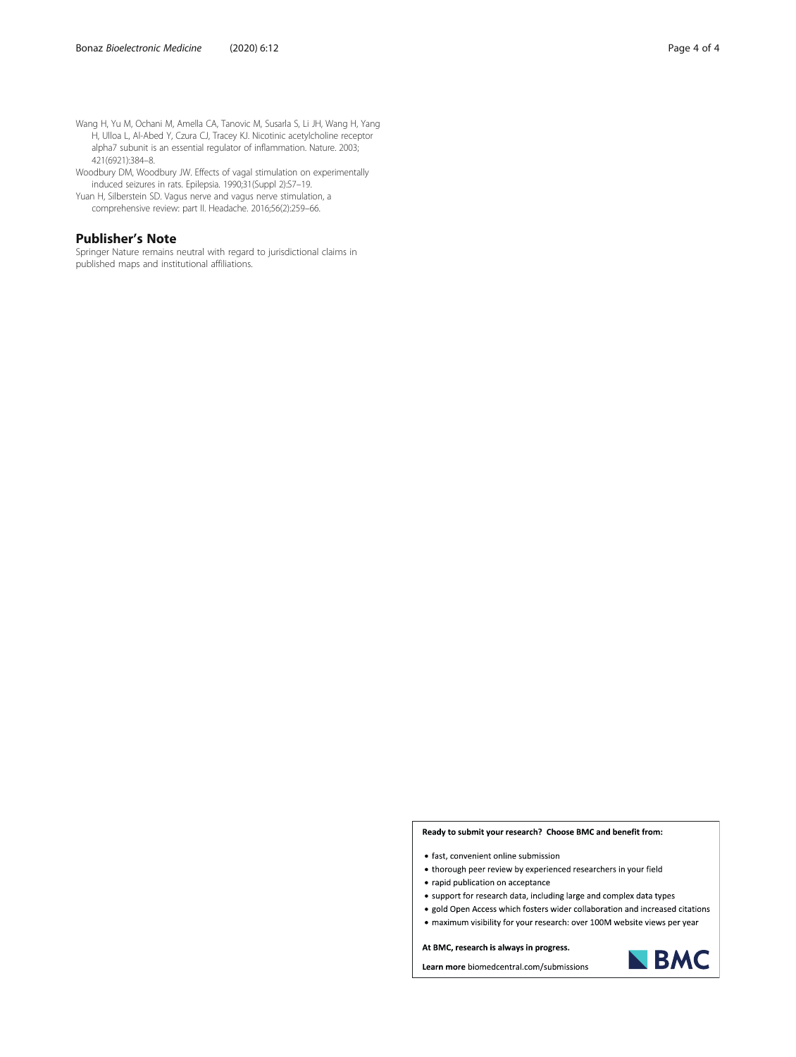Wang H, Yu M, Ochani M, Amella CA, Tanovic M, Susarla S, Li JH, Wang H, Yang H, Ulloa L, Al-Abed Y, Czura CJ, Tracey KJ. Nicotinic acetylcholine receptor alpha7 subunit is an essential regulator of inflammation. Nature. 2003; 421(6921):384–8.

Woodbury DM, Woodbury JW. Effects of vagal stimulation on experimentally induced seizures in rats. Epilepsia. 1990;31(Suppl 2):S7–19.

Yuan H, Silberstein SD. Vagus nerve and vagus nerve stimulation, a comprehensive review: part II. Headache. 2016;56(2):259–66.

## Publisher's Note

Springer Nature remains neutral with regard to jurisdictional claims in published maps and institutional affiliations.

**Ready to submit your research? Choose BMC and benefit from:**

- fast, convenient online submission
- thorough peer review by experienced researchers in your field
- rapid publication on acceptance
- support for research data, including large and complex data types
- gold Open Access which fosters wider collaboration and increased citations
- maximum visibility for your research: over 100M website views per year

**At BMC, research is always in progress.**

**Learn more** biomedcentral.com/submissions

BMC